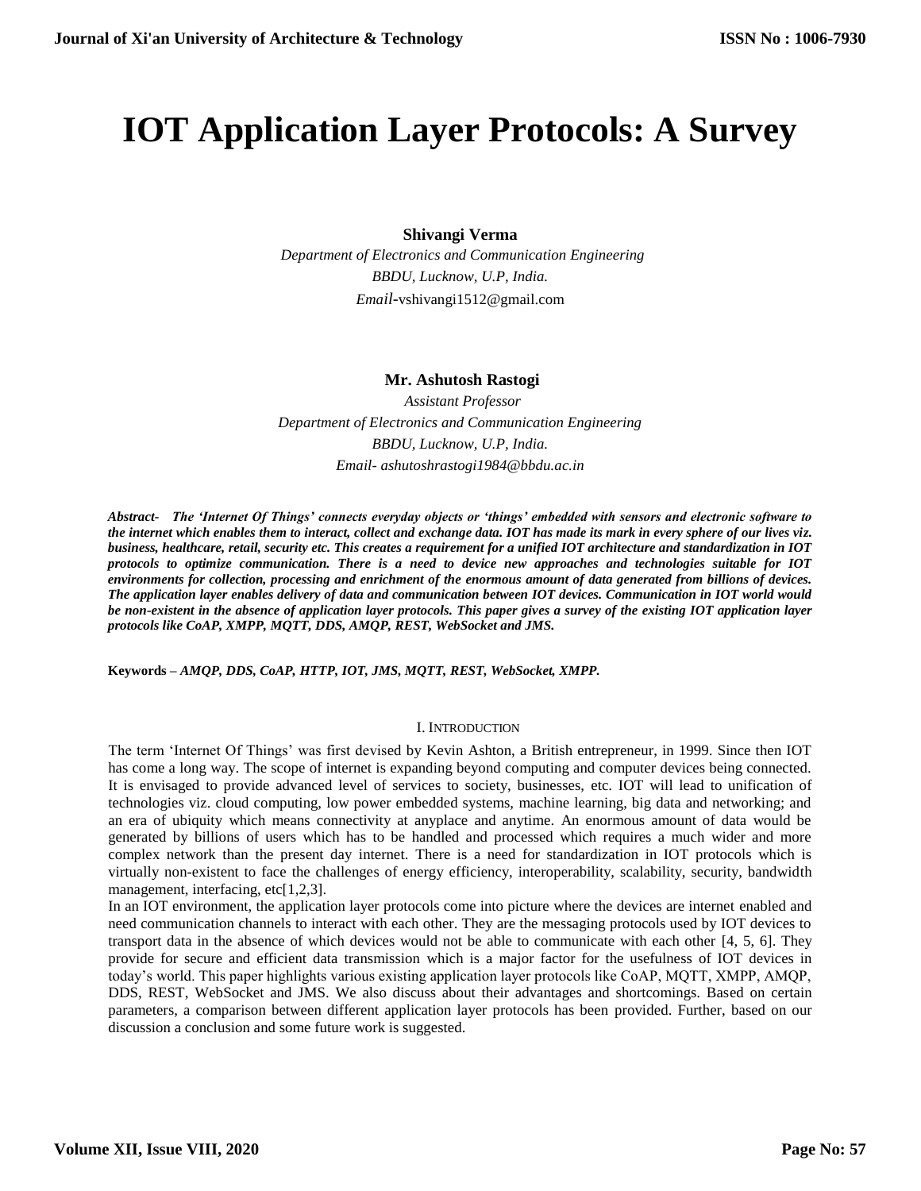# IOT Application Layer Protocols: A Survey

**Shivangi Verma**

*Department of Electronics and Communication Engineering*
*BBDU, Lucknow, U.P, India.*
*Email*-vshivangi1512@gmail.com

**Mr. Ashutosh Rastogi**

*Assistant Professor*
*Department of Electronics and Communication Engineering*
*BBDU, Lucknow, U.P, India.*
*Email- ashutoshrastogi1984@bbdu.ac.in*

***Abstract- The 'Internet Of Things' connects everyday objects or 'things' embedded with sensors and electronic software to the internet which enables them to interact, collect and exchange data. IOT has made its mark in every sphere of our lives viz. business, healthcare, retail, security etc. This creates a requirement for a unified IOT architecture and standardization in IOT protocols to optimize communication. There is a need to device new approaches and technologies suitable for IOT environments for collection, processing and enrichment of the enormous amount of data generated from billions of devices. The application layer enables delivery of data and communication between IOT devices. Communication in IOT world would be non-existent in the absence of application layer protocols. This paper gives a survey of the existing IOT application layer protocols like CoAP, XMPP, MQTT, DDS, AMQP, REST, WebSocket and JMS.***

**Keywords –** ***AMQP, DDS, CoAP, HTTP, IOT, JMS, MQTT, REST, WebSocket, XMPP.***

## I. Introduction

The term 'Internet Of Things' was first devised by Kevin Ashton, a British entrepreneur, in 1999. Since then IOT has come a long way. The scope of internet is expanding beyond computing and computer devices being connected. It is envisaged to provide advanced level of services to society, businesses, etc. IOT will lead to unification of technologies viz. cloud computing, low power embedded systems, machine learning, big data and networking; and an era of ubiquity which means connectivity at anyplace and anytime. An enormous amount of data would be generated by billions of users which has to be handled and processed which requires a much wider and more complex network than the present day internet. There is a need for standardization in IOT protocols which is virtually non-existent to face the challenges of energy efficiency, interoperability, scalability, security, bandwidth management, interfacing, etc[1,2,3].

In an IOT environment, the application layer protocols come into picture where the devices are internet enabled and need communication channels to interact with each other. They are the messaging protocols used by IOT devices to transport data in the absence of which devices would not be able to communicate with each other [4, 5, 6]. They provide for secure and efficient data transmission which is a major factor for the usefulness of IOT devices in today's world. This paper highlights various existing application layer protocols like CoAP, MQTT, XMPP, AMQP, DDS, REST, WebSocket and JMS. We also discuss about their advantages and shortcomings. Based on certain parameters, a comparison between different application layer protocols has been provided. Further, based on our discussion a conclusion and some future work is suggested.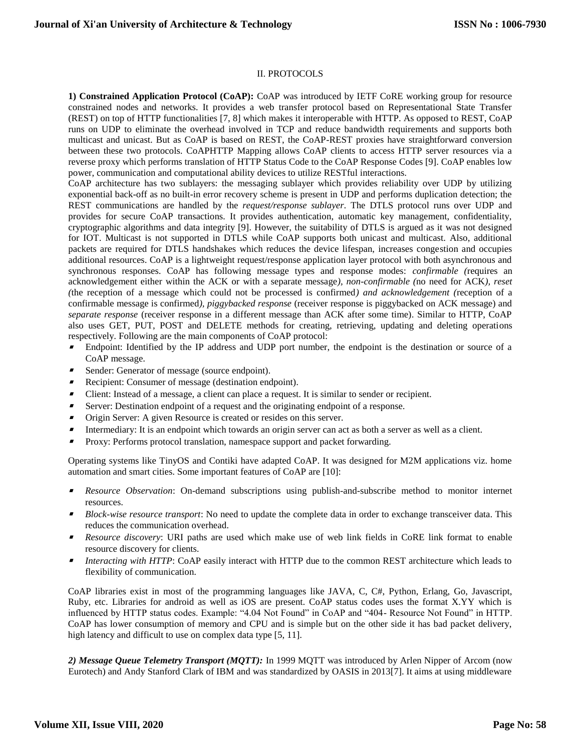## II. PROTOCOLS

**1) Constrained Application Protocol (CoAP):** CoAP was introduced by IETF CoRE working group for resource constrained nodes and networks. It provides a web transfer protocol based on Representational State Transfer (REST) on top of HTTP functionalities [7, 8] which makes it interoperable with HTTP. As opposed to REST, CoAP runs on UDP to eliminate the overhead involved in TCP and reduce bandwidth requirements and supports both multicast and unicast. But as CoAP is based on REST, the CoAP-REST proxies have straightforward conversion between these two protocols. CoAPHTTP Mapping allows CoAP clients to access HTTP server resources via a reverse proxy which performs translation of HTTP Status Code to the CoAP Response Codes [9]. CoAP enables low power, communication and computational ability devices to utilize RESTful interactions.

CoAP architecture has two sublayers: the messaging sublayer which provides reliability over UDP by utilizing exponential back-off as no built-in error recovery scheme is present in UDP and performs duplication detection; the REST communications are handled by the *request/response sublayer*. The DTLS protocol runs over UDP and provides for secure CoAP transactions. It provides authentication, automatic key management, confidentiality, cryptographic algorithms and data integrity [9]. However, the suitability of DTLS is argued as it was not designed for IOT. Multicast is not supported in DTLS while CoAP supports both unicast and multicast. Also, additional packets are required for DTLS handshakes which reduces the device lifespan, increases congestion and occupies additional resources. CoAP is a lightweight request/response application layer protocol with both asynchronous and synchronous responses. CoAP has following message types and response modes: *confirmable (*requires an acknowledgement either within the ACK or with a separate message*), non-confirmable (*no need for ACK*), reset (*the reception of a message which could not be processed is confirmed*) and acknowledgement (*reception of a confirmable message is confirmed*), piggybacked response* (receiver response is piggybacked on ACK message) and *separate response* (receiver response in a different message than ACK after some time). Similar to HTTP, CoAP also uses GET, PUT, POST and DELETE methods for creating, retrieving, updating and deleting operations respectively. Following are the main components of CoAP protocol:

- Endpoint: Identified by the IP address and UDP port number, the endpoint is the destination or source of a CoAP message.
- Sender: Generator of message (source endpoint).
- Recipient: Consumer of message (destination endpoint).
- Client: Instead of a message, a client can place a request. It is similar to sender or recipient.
- Server: Destination endpoint of a request and the originating endpoint of a response.
- Origin Server: A given Resource is created or resides on this server.
- Intermediary: It is an endpoint which towards an origin server can act as both a server as well as a client.
- Proxy: Performs protocol translation, namespace support and packet forwarding.

Operating systems like TinyOS and Contiki have adapted CoAP. It was designed for M2M applications viz. home automation and smart cities. Some important features of CoAP are [10]:

- *Resource Observation*: On-demand subscriptions using publish-and-subscribe method to monitor internet resources.
- *Block-wise resource transport*: No need to update the complete data in order to exchange transceiver data. This reduces the communication overhead.
- *Resource discovery*: URI paths are used which make use of web link fields in CoRE link format to enable resource discovery for clients.
- *Interacting with HTTP*: CoAP easily interact with HTTP due to the common REST architecture which leads to flexibility of communication.

CoAP libraries exist in most of the programming languages like JAVA, C, C#, Python, Erlang, Go, Javascript, Ruby, etc. Libraries for android as well as iOS are present. CoAP status codes uses the format X.YY which is influenced by HTTP status codes. Example: "4.04 Not Found" in CoAP and "404- Resource Not Found" in HTTP. CoAP has lower consumption of memory and CPU and is simple but on the other side it has bad packet delivery, high latency and difficult to use on complex data type [5, 11].

***2) Message Queue Telemetry Transport (MQTT):*** In 1999 MQTT was introduced by Arlen Nipper of Arcom (now Eurotech) and Andy Stanford Clark of IBM and was standardized by OASIS in 2013[7]. It aims at using middleware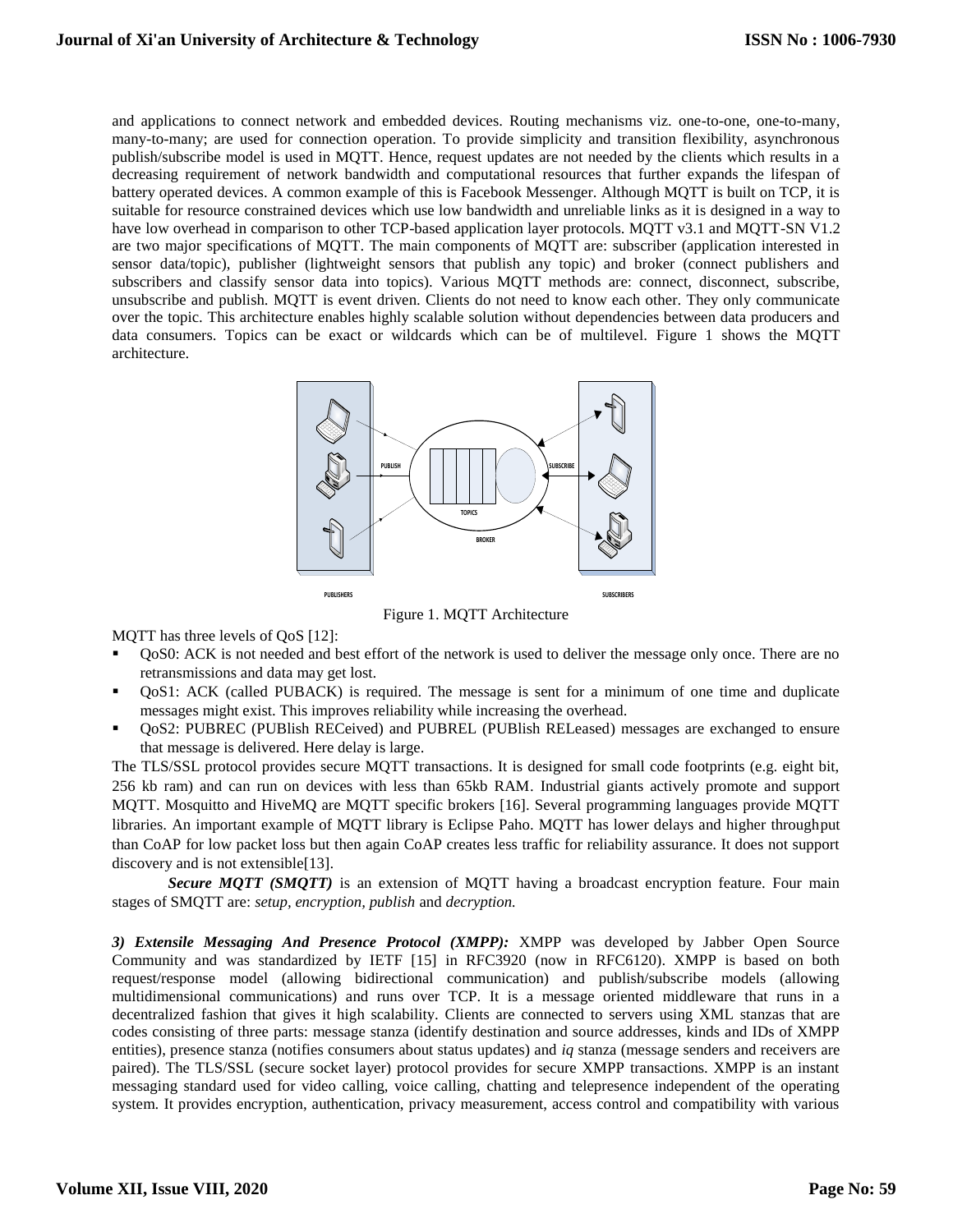and applications to connect network and embedded devices. Routing mechanisms viz. one-to-one, one-to-many, many-to-many; are used for connection operation. To provide simplicity and transition flexibility, asynchronous publish/subscribe model is used in MQTT. Hence, request updates are not needed by the clients which results in a decreasing requirement of network bandwidth and computational resources that further expands the lifespan of battery operated devices. A common example of this is Facebook Messenger. Although MQTT is built on TCP, it is suitable for resource constrained devices which use low bandwidth and unreliable links as it is designed in a way to have low overhead in comparison to other TCP-based application layer protocols. MQTT v3.1 and MQTT-SN V1.2 are two major specifications of MQTT. The main components of MQTT are: subscriber (application interested in sensor data/topic), publisher (lightweight sensors that publish any topic) and broker (connect publishers and subscribers and classify sensor data into topics). Various MQTT methods are: connect, disconnect, subscribe, unsubscribe and publish. MQTT is event driven. Clients do not need to know each other. They only communicate over the topic. This architecture enables highly scalable solution without dependencies between data producers and data consumers. Topics can be exact or wildcards which can be of multilevel. Figure 1 shows the MQTT architecture.

Figure 1. MQTT Architecture

MQTT has three levels of QoS [12]:

- QoS0: ACK is not needed and best effort of the network is used to deliver the message only once. There are no retransmissions and data may get lost.
- QoS1: ACK (called PUBACK) is required. The message is sent for a minimum of one time and duplicate messages might exist. This improves reliability while increasing the overhead.
- QoS2: PUBREC (PUBlish RECeived) and PUBREL (PUBlish RELeased) messages are exchanged to ensure that message is delivered. Here delay is large.

The TLS/SSL protocol provides secure MQTT transactions. It is designed for small code footprints (e.g. eight bit, 256 kb ram) and can run on devices with less than 65kb RAM. Industrial giants actively promote and support MQTT. Mosquitto and HiveMQ are MQTT specific brokers [16]. Several programming languages provide MQTT libraries. An important example of MQTT library is Eclipse Paho. MQTT has lower delays and higher throughput than CoAP for low packet loss but then again CoAP creates less traffic for reliability assurance. It does not support discovery and is not extensible[13].

***Secure MQTT (SMQTT)*** is an extension of MQTT having a broadcast encryption feature. Four main stages of SMQTT are: *setup, encryption, publish* and *decryption.*

***3) Extensile Messaging And Presence Protocol (XMPP):*** XMPP was developed by Jabber Open Source Community and was standardized by IETF [15] in RFC3920 (now in RFC6120). XMPP is based on both request/response model (allowing bidirectional communication) and publish/subscribe models (allowing multidimensional communications) and runs over TCP. It is a message oriented middleware that runs in a decentralized fashion that gives it high scalability. Clients are connected to servers using XML stanzas that are codes consisting of three parts: message stanza (identify destination and source addresses, kinds and IDs of XMPP entities), presence stanza (notifies consumers about status updates) and *iq* stanza (message senders and receivers are paired). The TLS/SSL (secure socket layer) protocol provides for secure XMPP transactions. XMPP is an instant messaging standard used for video calling, voice calling, chatting and telepresence independent of the operating system. It provides encryption, authentication, privacy measurement, access control and compatibility with various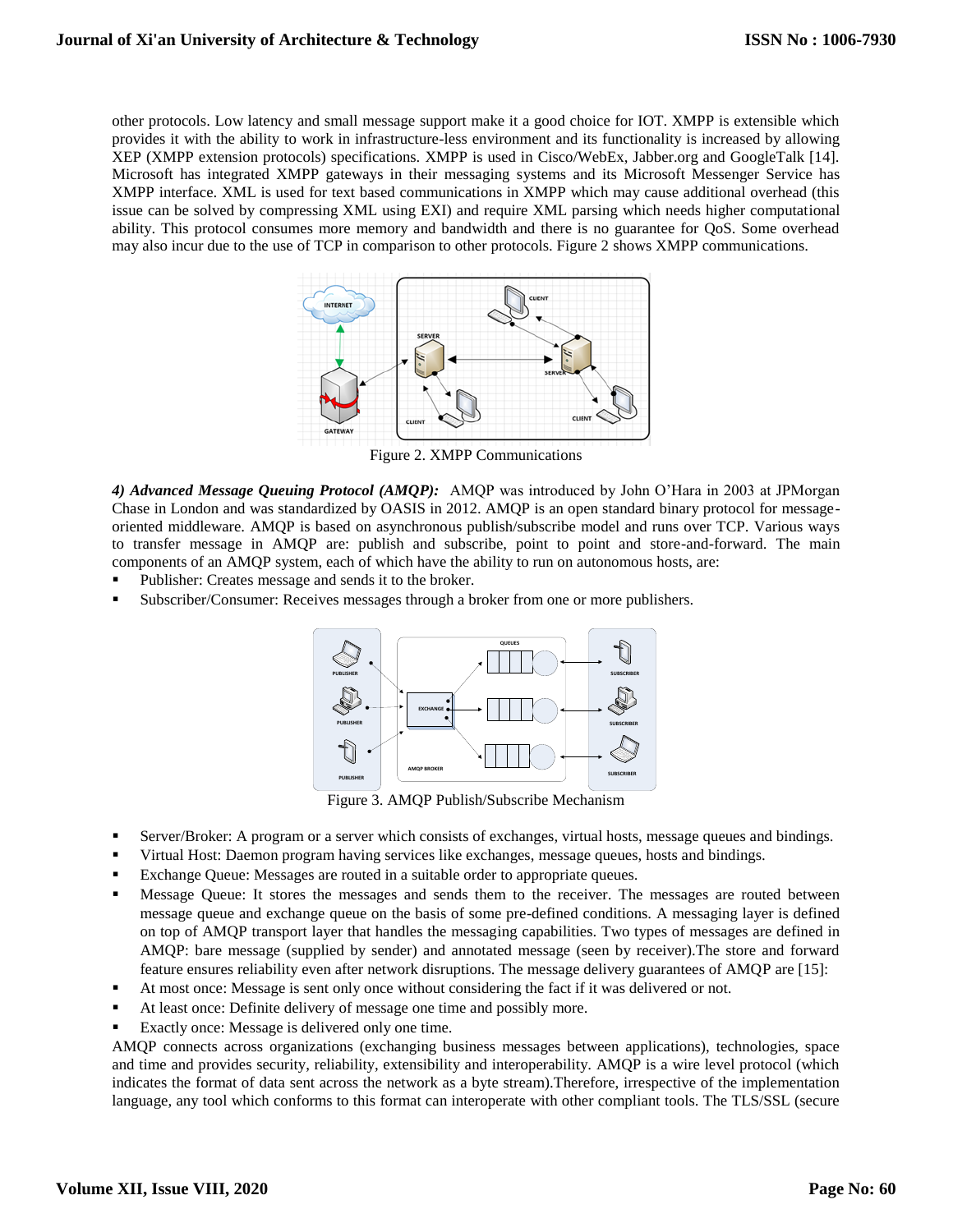other protocols. Low latency and small message support make it a good choice for IOT. XMPP is extensible which provides it with the ability to work in infrastructure-less environment and its functionality is increased by allowing XEP (XMPP extension protocols) specifications. XMPP is used in Cisco/WebEx, Jabber.org and GoogleTalk [14]. Microsoft has integrated XMPP gateways in their messaging systems and its Microsoft Messenger Service has XMPP interface. XML is used for text based communications in XMPP which may cause additional overhead (this issue can be solved by compressing XML using EXI) and require XML parsing which needs higher computational ability. This protocol consumes more memory and bandwidth and there is no guarantee for QoS. Some overhead may also incur due to the use of TCP in comparison to other protocols. Figure 2 shows XMPP communications.

Figure 2. XMPP Communications

***4) Advanced Message Queuing Protocol (AMQP):*** AMQP was introduced by John O'Hara in 2003 at JPMorgan Chase in London and was standardized by OASIS in 2012. AMQP is an open standard binary protocol for message-oriented middleware. AMQP is based on asynchronous publish/subscribe model and runs over TCP. Various ways to transfer message in AMQP are: publish and subscribe, point to point and store-and-forward. The main components of an AMQP system, each of which have the ability to run on autonomous hosts, are:

- Publisher: Creates message and sends it to the broker.
- Subscriber/Consumer: Receives messages through a broker from one or more publishers.

Figure 3. AMQP Publish/Subscribe Mechanism

- Server/Broker: A program or a server which consists of exchanges, virtual hosts, message queues and bindings.
- Virtual Host: Daemon program having services like exchanges, message queues, hosts and bindings.
- Exchange Queue: Messages are routed in a suitable order to appropriate queues.
- Message Queue: It stores the messages and sends them to the receiver. The messages are routed between message queue and exchange queue on the basis of some pre-defined conditions. A messaging layer is defined on top of AMQP transport layer that handles the messaging capabilities. Two types of messages are defined in AMQP: bare message (supplied by sender) and annotated message (seen by receiver).The store and forward feature ensures reliability even after network disruptions. The message delivery guarantees of AMQP are [15]:
- At most once: Message is sent only once without considering the fact if it was delivered or not.
- At least once: Definite delivery of message one time and possibly more.
- Exactly once: Message is delivered only one time.

AMQP connects across organizations (exchanging business messages between applications), technologies, space and time and provides security, reliability, extensibility and interoperability. AMQP is a wire level protocol (which indicates the format of data sent across the network as a byte stream).Therefore, irrespective of the implementation language, any tool which conforms to this format can interoperate with other compliant tools. The TLS/SSL (secure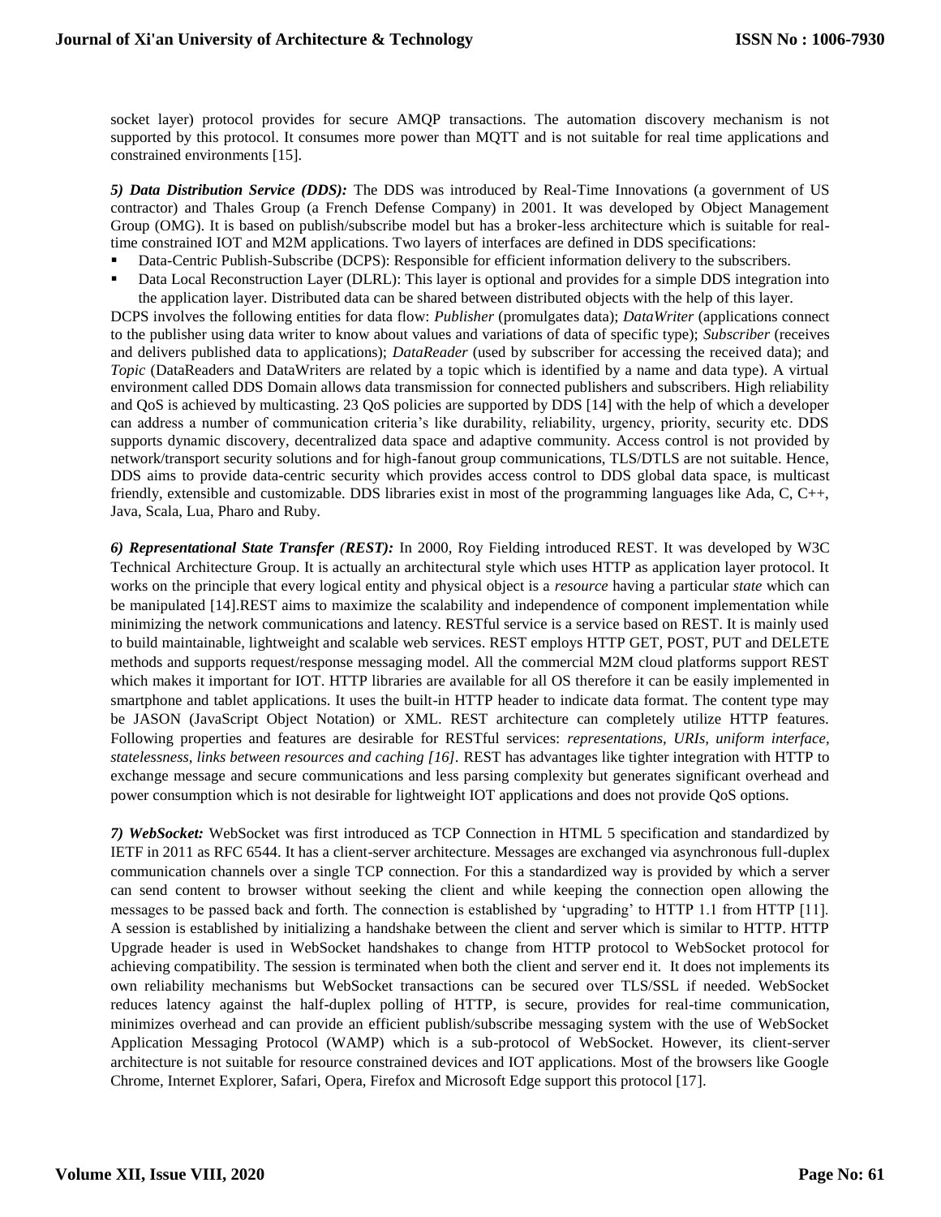socket layer) protocol provides for secure AMQP transactions. The automation discovery mechanism is not supported by this protocol. It consumes more power than MQTT and is not suitable for real time applications and constrained environments [15].

***5) Data Distribution Service (DDS):*** The DDS was introduced by Real-Time Innovations (a government of US contractor) and Thales Group (a French Defense Company) in 2001. It was developed by Object Management Group (OMG). It is based on publish/subscribe model but has a broker-less architecture which is suitable for real-time constrained IOT and M2M applications. Two layers of interfaces are defined in DDS specifications:

- Data-Centric Publish-Subscribe (DCPS): Responsible for efficient information delivery to the subscribers.
- Data Local Reconstruction Layer (DLRL): This layer is optional and provides for a simple DDS integration into the application layer. Distributed data can be shared between distributed objects with the help of this layer.

DCPS involves the following entities for data flow: *Publisher* (promulgates data); *DataWriter* (applications connect to the publisher using data writer to know about values and variations of data of specific type); *Subscriber* (receives and delivers published data to applications); *DataReader* (used by subscriber for accessing the received data); and *Topic* (DataReaders and DataWriters are related by a topic which is identified by a name and data type). A virtual environment called DDS Domain allows data transmission for connected publishers and subscribers. High reliability and QoS is achieved by multicasting. 23 QoS policies are supported by DDS [14] with the help of which a developer can address a number of communication criteria's like durability, reliability, urgency, priority, security etc. DDS supports dynamic discovery, decentralized data space and adaptive community. Access control is not provided by network/transport security solutions and for high-fanout group communications, TLS/DTLS are not suitable. Hence, DDS aims to provide data-centric security which provides access control to DDS global data space, is multicast friendly, extensible and customizable. DDS libraries exist in most of the programming languages like Ada, C, C++, Java, Scala, Lua, Pharo and Ruby.

***6) Representational State Transfer (REST):*** In 2000, Roy Fielding introduced REST. It was developed by W3C Technical Architecture Group. It is actually an architectural style which uses HTTP as application layer protocol. It works on the principle that every logical entity and physical object is a *resource* having a particular *state* which can be manipulated [14].REST aims to maximize the scalability and independence of component implementation while minimizing the network communications and latency. RESTful service is a service based on REST. It is mainly used to build maintainable, lightweight and scalable web services. REST employs HTTP GET, POST, PUT and DELETE methods and supports request/response messaging model. All the commercial M2M cloud platforms support REST which makes it important for IOT. HTTP libraries are available for all OS therefore it can be easily implemented in smartphone and tablet applications. It uses the built-in HTTP header to indicate data format. The content type may be JASON (JavaScript Object Notation) or XML. REST architecture can completely utilize HTTP features. Following properties and features are desirable for RESTful services: *representations, URIs, uniform interface, statelessness, links between resources and caching [16].* REST has advantages like tighter integration with HTTP to exchange message and secure communications and less parsing complexity but generates significant overhead and power consumption which is not desirable for lightweight IOT applications and does not provide QoS options.

***7) WebSocket:*** WebSocket was first introduced as TCP Connection in HTML 5 specification and standardized by IETF in 2011 as RFC 6544. It has a client-server architecture. Messages are exchanged via asynchronous full-duplex communication channels over a single TCP connection. For this a standardized way is provided by which a server can send content to browser without seeking the client and while keeping the connection open allowing the messages to be passed back and forth. The connection is established by 'upgrading' to HTTP 1.1 from HTTP [11]. A session is established by initializing a handshake between the client and server which is similar to HTTP. HTTP Upgrade header is used in WebSocket handshakes to change from HTTP protocol to WebSocket protocol for achieving compatibility. The session is terminated when both the client and server end it. It does not implements its own reliability mechanisms but WebSocket transactions can be secured over TLS/SSL if needed. WebSocket reduces latency against the half-duplex polling of HTTP, is secure, provides for real-time communication, minimizes overhead and can provide an efficient publish/subscribe messaging system with the use of WebSocket Application Messaging Protocol (WAMP) which is a sub-protocol of WebSocket. However, its client-server architecture is not suitable for resource constrained devices and IOT applications. Most of the browsers like Google Chrome, Internet Explorer, Safari, Opera, Firefox and Microsoft Edge support this protocol [17].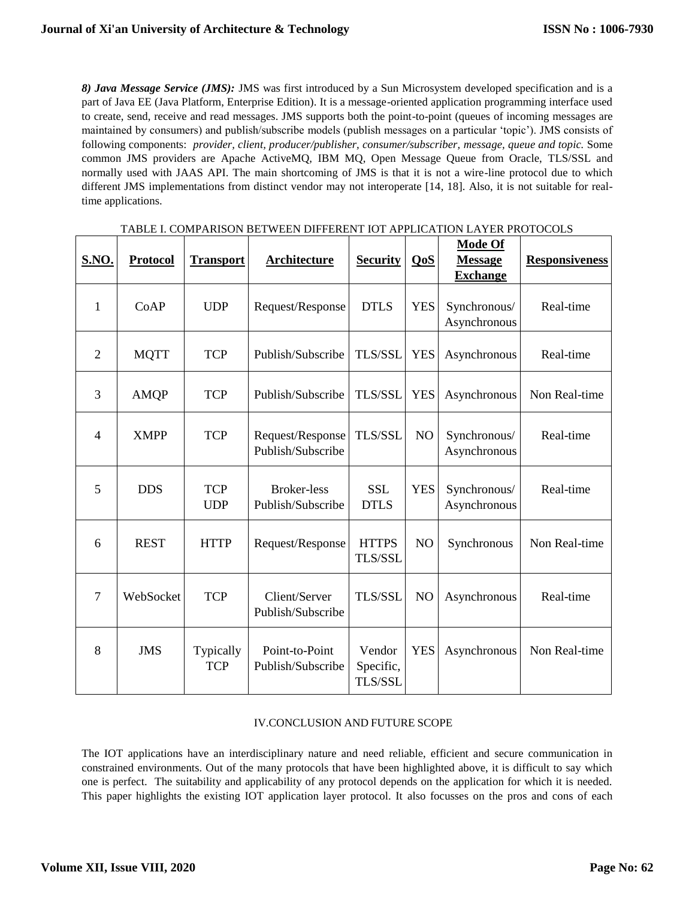***8) Java Message Service (JMS):*** JMS was first introduced by a Sun Microsystem developed specification and is a part of Java EE (Java Platform, Enterprise Edition). It is a message-oriented application programming interface used to create, send, receive and read messages. JMS supports both the point-to-point (queues of incoming messages are maintained by consumers) and publish/subscribe models (publish messages on a particular 'topic'). JMS consists of following components: *provider, client, producer/publisher, consumer/subscriber, message, queue and topic.* Some common JMS providers are Apache ActiveMQ, IBM MQ, Open Message Queue from Oracle, TLS/SSL and normally used with JAAS API. The main shortcoming of JMS is that it is not a wire-line protocol due to which different JMS implementations from distinct vendor may not interoperate [14, 18]. Also, it is not suitable for real-time applications.

TABLE I. COMPARISON BETWEEN DIFFERENT IOT APPLICATION LAYER PROTOCOLS

| S.NO. | Protocol | Transport | Architecture | Security | QoS | Mode Of Message Exchange | Responsiveness |
|---|---|---|---|---|---|---|---|
| 1 | CoAP | UDP | Request/Response | DTLS | YES | Synchronous/ Asynchronous | Real-time |
| 2 | MQTT | TCP | Publish/Subscribe | TLS/SSL | YES | Asynchronous | Real-time |
| 3 | AMQP | TCP | Publish/Subscribe | TLS/SSL | YES | Asynchronous | Non Real-time |
| 4 | XMPP | TCP | Request/Response Publish/Subscribe | TLS/SSL | NO | Synchronous/ Asynchronous | Real-time |
| 5 | DDS | TCP UDP | Broker-less Publish/Subscribe | SSL DTLS | YES | Synchronous/ Asynchronous | Real-time |
| 6 | REST | HTTP | Request/Response | HTTPS TLS/SSL | NO | Synchronous | Non Real-time |
| 7 | WebSocket | TCP | Client/Server Publish/Subscribe | TLS/SSL | NO | Asynchronous | Real-time |
| 8 | JMS | Typically TCP | Point-to-Point Publish/Subscribe | Vendor Specific, TLS/SSL | YES | Asynchronous | Non Real-time |

## IV.CONCLUSION AND FUTURE SCOPE

The IOT applications have an interdisciplinary nature and need reliable, efficient and secure communication in constrained environments. Out of the many protocols that have been highlighted above, it is difficult to say which one is perfect. The suitability and applicability of any protocol depends on the application for which it is needed. This paper highlights the existing IOT application layer protocol. It also focusses on the pros and cons of each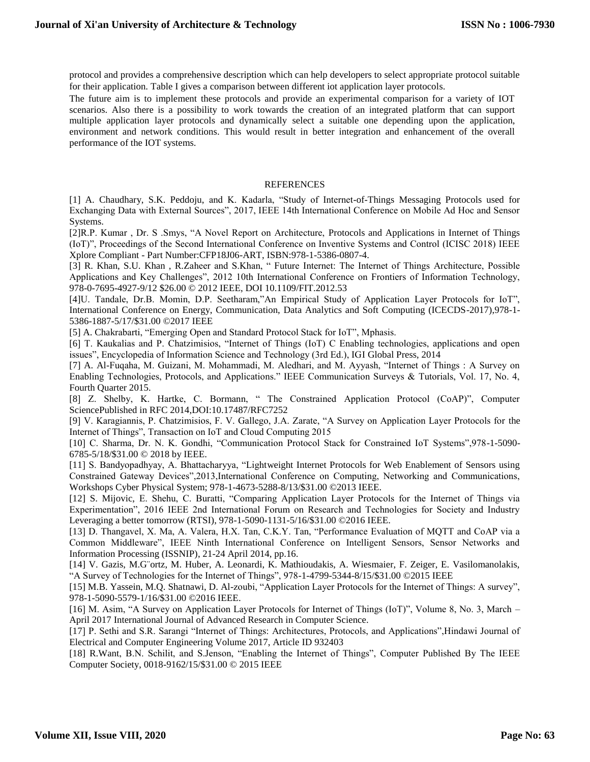protocol and provides a comprehensive description which can help developers to select appropriate protocol suitable for their application. Table I gives a comparison between different iot application layer protocols.

The future aim is to implement these protocols and provide an experimental comparison for a variety of IOT scenarios. Also there is a possibility to work towards the creation of an integrated platform that can support multiple application layer protocols and dynamically select a suitable one depending upon the application, environment and network conditions. This would result in better integration and enhancement of the overall performance of the IOT systems.

## REFERENCES

[1] A. Chaudhary, S.K. Peddoju, and K. Kadarla, "Study of Internet-of-Things Messaging Protocols used for Exchanging Data with External Sources", 2017, IEEE 14th International Conference on Mobile Ad Hoc and Sensor Systems.

[2]R.P. Kumar , Dr. S .Smys, "A Novel Report on Architecture, Protocols and Applications in Internet of Things (IoT)", Proceedings of the Second International Conference on Inventive Systems and Control (ICISC 2018) IEEE Xplore Compliant - Part Number:CFP18J06-ART, ISBN:978-1-5386-0807-4.

[3] R. Khan, S.U. Khan , R.Zaheer and S.Khan, " Future Internet: The Internet of Things Architecture, Possible Applications and Key Challenges", 2012 10th International Conference on Frontiers of Information Technology, 978-0-7695-4927-9/12 $26.00 © 2012 IEEE, DOI 10.1109/FIT.2012.53

[4]U. Tandale, Dr.B. Momin, D.P. Seetharam,"An Empirical Study of Application Layer Protocols for IoT", International Conference on Energy, Communication, Data Analytics and Soft Computing (ICECDS-2017),978-1-5386-1887-5/17/$31.00 ©2017 IEEE

[5] A. Chakrabarti, "Emerging Open and Standard Protocol Stack for IoT", Mphasis.

[6] T. Kaukalias and P. Chatzimisios, "Internet of Things (IoT) C Enabling technologies, applications and open issues", Encyclopedia of Information Science and Technology (3rd Ed.), IGI Global Press, 2014

[7] A. Al-Fuqaha, M. Guizani, M. Mohammadi, M. Aledhari, and M. Ayyash, "Internet of Things : A Survey on Enabling Technologies, Protocols, and Applications." IEEE Communication Surveys & Tutorials, Vol. 17, No. 4, Fourth Quarter 2015.

[8] Z. Shelby, K. Hartke, C. Bormann, " The Constrained Application Protocol (CoAP)", Computer SciencePublished in RFC 2014,DOI:10.17487/RFC7252

[9] V. Karagiannis, P. Chatzimisios, F. V. Gallego, J.A. Zarate, "A Survey on Application Layer Protocols for the Internet of Things", Transaction on IoT and Cloud Computing 2015

[10] C. Sharma, Dr. N. K. Gondhi, "Communication Protocol Stack for Constrained IoT Systems",978-1-5090-6785-5/18/$31.00 © 2018 by IEEE.

[11] S. Bandyopadhyay, A. Bhattacharyya, "Lightweight Internet Protocols for Web Enablement of Sensors using Constrained Gateway Devices",2013,International Conference on Computing, Networking and Communications, Workshops Cyber Physical System; 978-1-4673-5288-8/13/$31.00 ©2013 IEEE.

[12] S. Mijovic, E. Shehu, C. Buratti, "Comparing Application Layer Protocols for the Internet of Things via Experimentation", 2016 IEEE 2nd International Forum on Research and Technologies for Society and Industry Leveraging a better tomorrow (RTSI), 978-1-5090-1131-5/16/$31.00 ©2016 IEEE.

[13] D. Thangavel, X. Ma, A. Valera, H.X. Tan, C.K.Y. Tan, "Performance Evaluation of MQTT and CoAP via a Common Middleware", IEEE Ninth International Conference on Intelligent Sensors, Sensor Networks and Information Processing (ISSNIP), 21-24 April 2014, pp.16.

[14] V. Gazis, M.G¨ortz, M. Huber, A. Leonardi, K. Mathioudakis, A. Wiesmaier, F. Zeiger, E. Vasilomanolakis, "A Survey of Technologies for the Internet of Things", 978-1-4799-5344-8/15/$31.00 ©2015 IEEE

[15] M.B. Yassein, M.Q. Shatnawi, D. Al-zoubi, "Application Layer Protocols for the Internet of Things: A survey", 978-1-5090-5579-1/16/$31.00 ©2016 IEEE.

[16] M. Asim, "A Survey on Application Layer Protocols for Internet of Things (IoT)", Volume 8, No. 3, March – April 2017 International Journal of Advanced Research in Computer Science.

[17] P. Sethi and S.R. Sarangi "Internet of Things: Architectures, Protocols, and Applications",Hindawi Journal of Electrical and Computer Engineering Volume 2017, Article ID 932403

[18] R.Want, B.N. Schilit, and S.Jenson, "Enabling the Internet of Things", Computer Published By The IEEE Computer Society, 0018-9162/15/$31.00 © 2015 IEEE